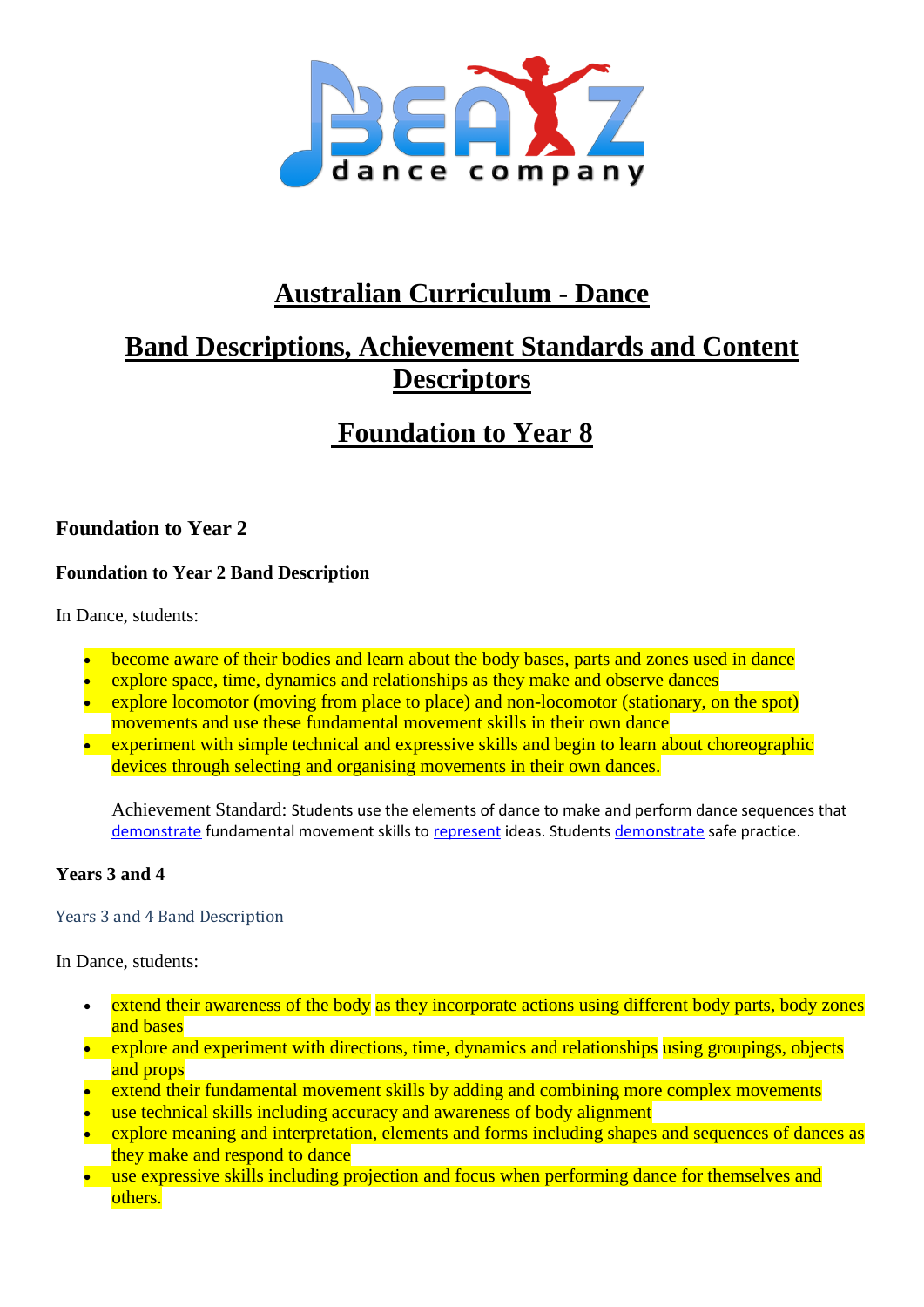# Australian Curriculum - Dance

# Band Descriptions, Achievement Standards and Content Descriptors

# Foundation to Year 8

## Foundation to Year 2

### Foundation to Year 2 Band Description

In Dance, students:

- become aware of their bodies and learn about the body bases, parts and zones used in dance
- explore space, time, dynamics and relationships as they make and observe dances
- explore locomotor (moving from place to place) and non-locomotor (stationary, on the spot) movements and use these fundamental movement skills in their own dance
- experiment with simple technical and expressive skills and begin to learn about choreographic devices through selecting and organising movements in their own dances.

Achievement Standard: Students use the elements of dance to make and perform dance sequences that demonstrate fundamental movement skills to represent ideas. Students demonstrate safe practice.

## Years 3 and 4

### Years 3 and 4 Band Description

In Dance, students:

- extend their awareness of the body as they incorporate actions using different body parts, body zones and bases
- explore and experiment with directions, time, dynamics and relationships using groupings, objects and props
- extend their fundamental movement skills by adding and combining more complex movements
- use technical skills including accuracy and awareness of body alignment
- explore meaning and interpretation, elements and forms including shapes and sequences of dances as they make and respond to dance
- use expressive skills including projection and focus when performing dance for themselves and others.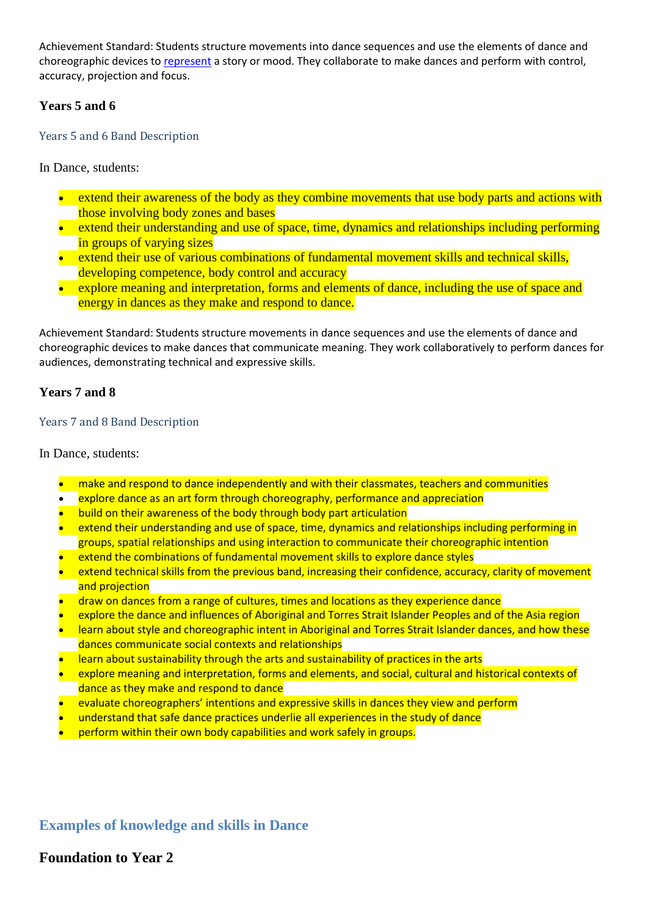Achievement Standard: Students structure movements into dance sequences and use the elements of dance and choreographic devices to represent a story or mood. They collaborate to make dances and perform with control, accuracy, projection and focus.

### Years 5 and 6

#### Years 5 and 6 Band Description

In Dance, students:

- extend their awareness of the body as they combine movements that use body parts and actions with those involving body zones and bases
- extend their understanding and use of space, time, dynamics and relationships including performing in groups of varying sizes
- extend their use of various combinations of fundamental movement skills and technical skills, developing competence, body control and accuracy
- explore meaning and interpretation, forms and elements of dance, including the use of space and energy in dances as they make and respond to dance.

Achievement Standard: Students structure movements in dance sequences and use the elements of dance and choreographic devices to make dances that communicate meaning. They work collaboratively to perform dances for audiences, demonstrating technical and expressive skills.

### Years 7 and 8

#### Years 7 and 8 Band Description

In Dance, students:

- make and respond to dance independently and with their classmates, teachers and communities
- explore dance as an art form through choreography, performance and appreciation
- build on their awareness of the body through body part articulation
- extend their understanding and use of space, time, dynamics and relationships including performing in groups, spatial relationships and using interaction to communicate their choreographic intention
- extend the combinations of fundamental movement skills to explore dance styles
- extend technical skills from the previous band, increasing their confidence, accuracy, clarity of movement and projection
- draw on dances from a range of cultures, times and locations as they experience dance
- explore the dance and influences of Aboriginal and Torres Strait Islander Peoples and of the Asia region
- learn about style and choreographic intent in Aboriginal and Torres Strait Islander dances, and how these dances communicate social contexts and relationships
- learn about sustainability through the arts and sustainability of practices in the arts
- explore meaning and interpretation, forms and elements, and social, cultural and historical contexts of dance as they make and respond to dance
- evaluate choreographers' intentions and expressive skills in dances they view and perform
- understand that safe dance practices underlie all experiences in the study of dance
- perform within their own body capabilities and work safely in groups.

## Examples of knowledge and skills in Dance

### Foundation to Year 2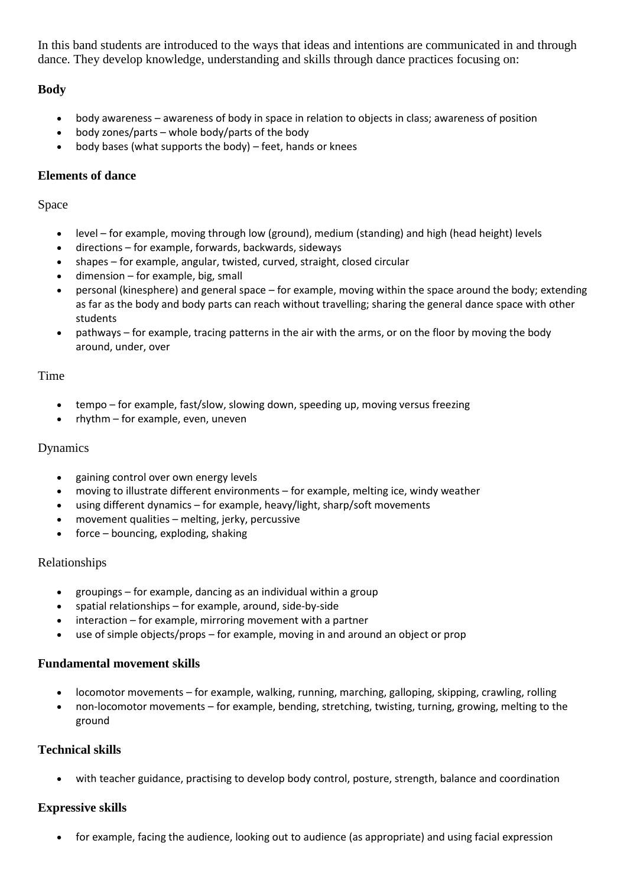In this band students are introduced to the ways that ideas and intentions are communicated in and through dance. They develop knowledge, understanding and skills through dance practices focusing on:

### Body

- body awareness – awareness of body in space in relation to objects in class; awareness of position
- body zones/parts – whole body/parts of the body
- body bases (what supports the body) – feet, hands or knees

### Elements of dance

Space

- level – for example, moving through low (ground), medium (standing) and high (head height) levels
- directions – for example, forwards, backwards, sideways
- shapes – for example, angular, twisted, curved, straight, closed circular
- dimension – for example, big, small
- personal (kinesphere) and general space – for example, moving within the space around the body; extending as far as the body and body parts can reach without travelling; sharing the general dance space with other students
- pathways – for example, tracing patterns in the air with the arms, or on the floor by moving the body around, under, over

Time

- tempo – for example, fast/slow, slowing down, speeding up, moving versus freezing
- rhythm – for example, even, uneven

Dynamics

- gaining control over own energy levels
- moving to illustrate different environments – for example, melting ice, windy weather
- using different dynamics – for example, heavy/light, sharp/soft movements
- movement qualities – melting, jerky, percussive
- force – bouncing, exploding, shaking

Relationships

- groupings – for example, dancing as an individual within a group
- spatial relationships – for example, around, side-by-side
- interaction – for example, mirroring movement with a partner
- use of simple objects/props – for example, moving in and around an object or prop

### Fundamental movement skills

- locomotor movements – for example, walking, running, marching, galloping, skipping, crawling, rolling
- non-locomotor movements – for example, bending, stretching, twisting, turning, growing, melting to the ground

### Technical skills

- with teacher guidance, practising to develop body control, posture, strength, balance and coordination

### Expressive skills

- for example, facing the audience, looking out to audience (as appropriate) and using facial expression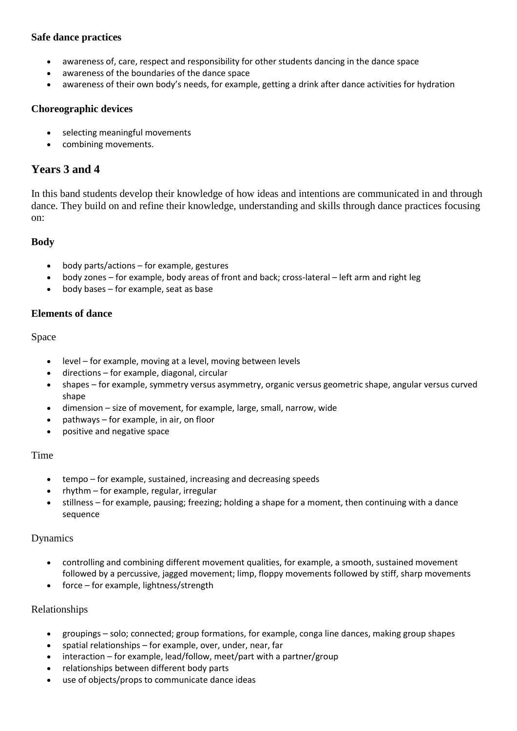### Safe dance practices

- awareness of, care, respect and responsibility for other students dancing in the dance space
- awareness of the boundaries of the dance space
- awareness of their own body's needs, for example, getting a drink after dance activities for hydration

### Choreographic devices

- selecting meaningful movements
- combining movements.

## Years 3 and 4

In this band students develop their knowledge of how ideas and intentions are communicated in and through dance. They build on and refine their knowledge, understanding and skills through dance practices focusing on:

### Body

- body parts/actions – for example, gestures
- body zones – for example, body areas of front and back; cross-lateral – left arm and right leg
- body bases – for example, seat as base

### Elements of dance

Space

- level – for example, moving at a level, moving between levels
- directions – for example, diagonal, circular
- shapes – for example, symmetry versus asymmetry, organic versus geometric shape, angular versus curved shape
- dimension – size of movement, for example, large, small, narrow, wide
- pathways – for example, in air, on floor
- positive and negative space

Time

- tempo – for example, sustained, increasing and decreasing speeds
- rhythm – for example, regular, irregular
- stillness – for example, pausing; freezing; holding a shape for a moment, then continuing with a dance sequence

Dynamics

- controlling and combining different movement qualities, for example, a smooth, sustained movement followed by a percussive, jagged movement; limp, floppy movements followed by stiff, sharp movements
- force – for example, lightness/strength

Relationships

- groupings – solo; connected; group formations, for example, conga line dances, making group shapes
- spatial relationships – for example, over, under, near, far
- interaction – for example, lead/follow, meet/part with a partner/group
- relationships between different body parts
- use of objects/props to communicate dance ideas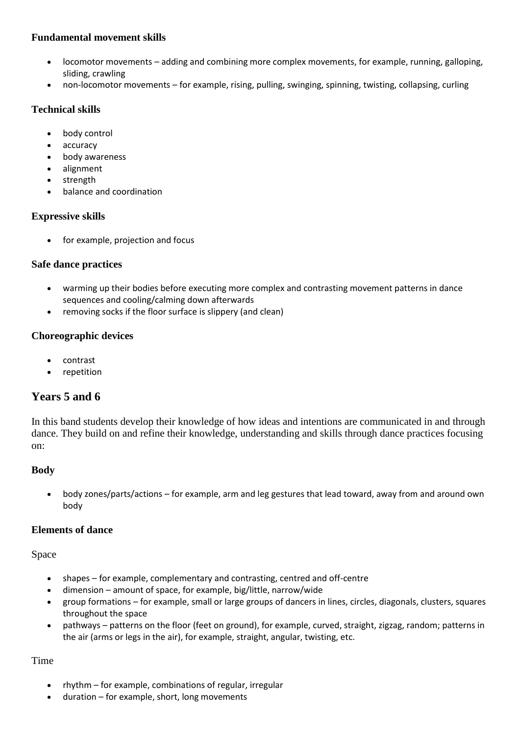#### Fundamental movement skills

- locomotor movements – adding and combining more complex movements, for example, running, galloping, sliding, crawling
- non-locomotor movements – for example, rising, pulling, swinging, spinning, twisting, collapsing, curling

#### Technical skills

- body control
- accuracy
- body awareness
- alignment
- strength
- balance and coordination

#### Expressive skills

- for example, projection and focus

#### Safe dance practices

- warming up their bodies before executing more complex and contrasting movement patterns in dance sequences and cooling/calming down afterwards
- removing socks if the floor surface is slippery (and clean)

#### Choreographic devices

- contrast
- repetition

## Years 5 and 6

In this band students develop their knowledge of how ideas and intentions are communicated in and through dance. They build on and refine their knowledge, understanding and skills through dance practices focusing on:

#### Body

- body zones/parts/actions – for example, arm and leg gestures that lead toward, away from and around own body

#### Elements of dance

Space

- shapes – for example, complementary and contrasting, centred and off-centre
- dimension – amount of space, for example, big/little, narrow/wide
- group formations – for example, small or large groups of dancers in lines, circles, diagonals, clusters, squares throughout the space
- pathways – patterns on the floor (feet on ground), for example, curved, straight, zigzag, random; patterns in the air (arms or legs in the air), for example, straight, angular, twisting, etc.

Time

- rhythm – for example, combinations of regular, irregular
- duration – for example, short, long movements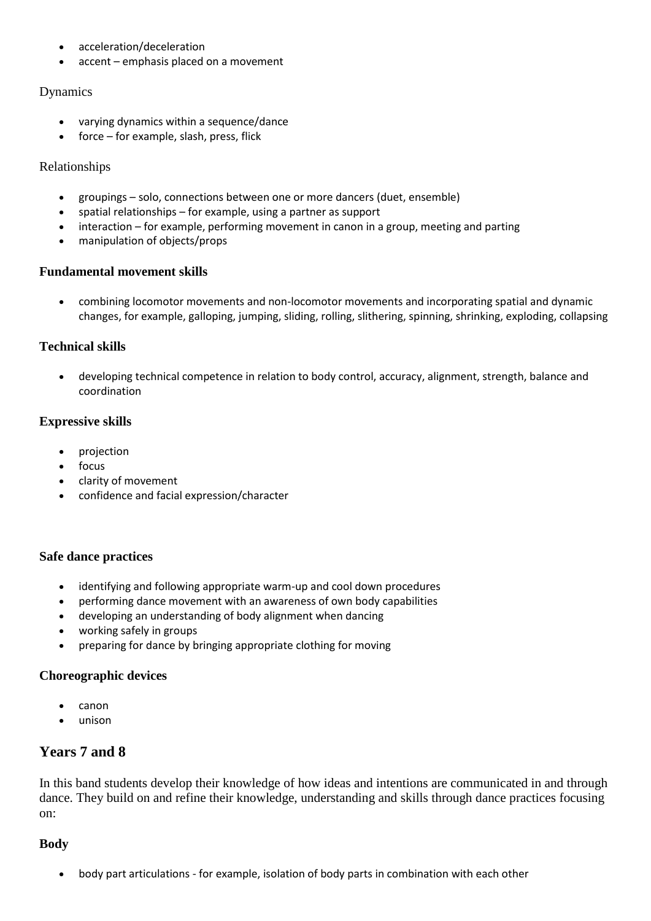- acceleration/deceleration
- accent – emphasis placed on a movement

Dynamics

- varying dynamics within a sequence/dance
- force – for example, slash, press, flick

Relationships

- groupings – solo, connections between one or more dancers (duet, ensemble)
- spatial relationships – for example, using a partner as support
- interaction – for example, performing movement in canon in a group, meeting and parting
- manipulation of objects/props

**Fundamental movement skills**

- combining locomotor movements and non-locomotor movements and incorporating spatial and dynamic changes, for example, galloping, jumping, sliding, rolling, slithering, spinning, shrinking, exploding, collapsing

**Technical skills**

- developing technical competence in relation to body control, accuracy, alignment, strength, balance and coordination

**Expressive skills**

- projection
- focus
- clarity of movement
- confidence and facial expression/character

**Safe dance practices**

- identifying and following appropriate warm-up and cool down procedures
- performing dance movement with an awareness of own body capabilities
- developing an understanding of body alignment when dancing
- working safely in groups
- preparing for dance by bringing appropriate clothing for moving

**Choreographic devices**

- canon
- unison

## Years 7 and 8

In this band students develop their knowledge of how ideas and intentions are communicated in and through dance. They build on and refine their knowledge, understanding and skills through dance practices focusing on:

**Body**

- body part articulations - for example, isolation of body parts in combination with each other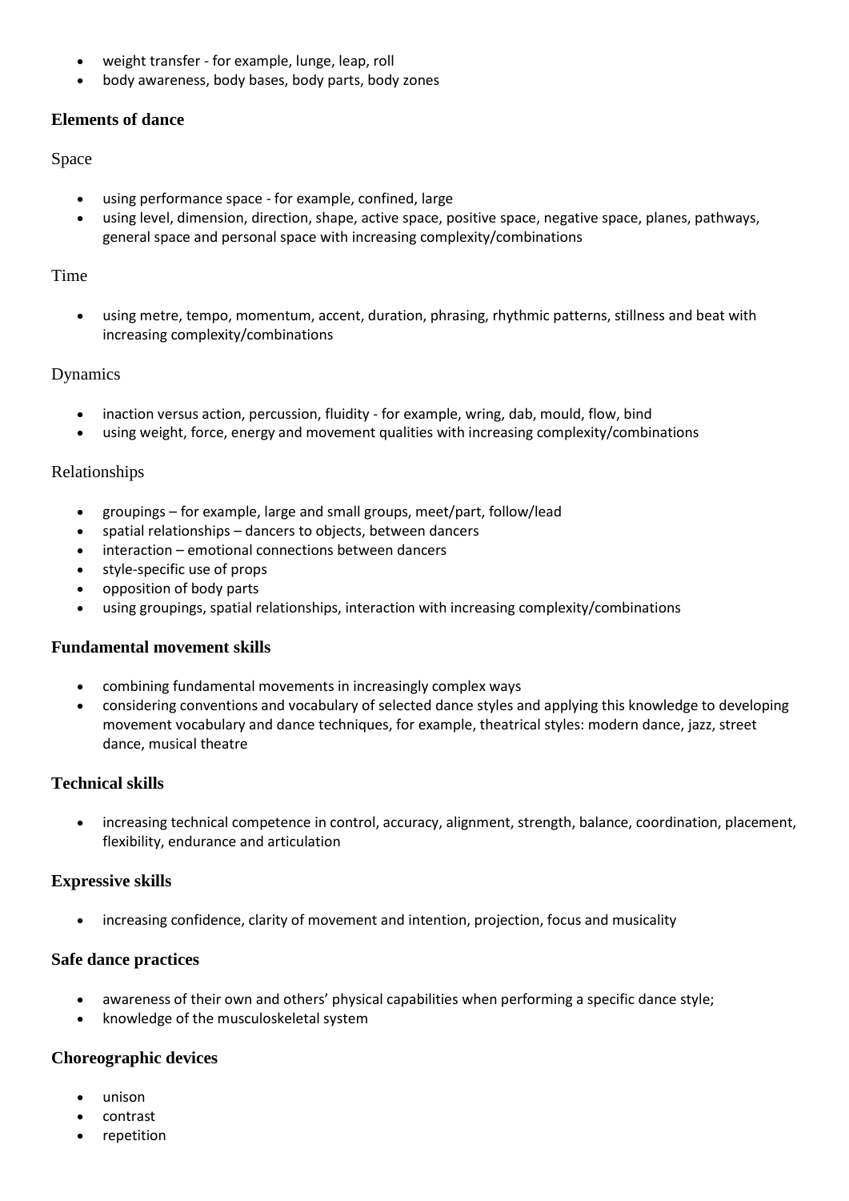- weight transfer - for example, lunge, leap, roll
- body awareness, body bases, body parts, body zones

### Elements of dance

Space

- using performance space - for example, confined, large
- using level, dimension, direction, shape, active space, positive space, negative space, planes, pathways, general space and personal space with increasing complexity/combinations

Time

- using metre, tempo, momentum, accent, duration, phrasing, rhythmic patterns, stillness and beat with increasing complexity/combinations

Dynamics

- inaction versus action, percussion, fluidity - for example, wring, dab, mould, flow, bind
- using weight, force, energy and movement qualities with increasing complexity/combinations

Relationships

- groupings – for example, large and small groups, meet/part, follow/lead
- spatial relationships – dancers to objects, between dancers
- interaction – emotional connections between dancers
- style-specific use of props
- opposition of body parts
- using groupings, spatial relationships, interaction with increasing complexity/combinations

### Fundamental movement skills

- combining fundamental movements in increasingly complex ways
- considering conventions and vocabulary of selected dance styles and applying this knowledge to developing movement vocabulary and dance techniques, for example, theatrical styles: modern dance, jazz, street dance, musical theatre

### Technical skills

- increasing technical competence in control, accuracy, alignment, strength, balance, coordination, placement, flexibility, endurance and articulation

### Expressive skills

- increasing confidence, clarity of movement and intention, projection, focus and musicality

### Safe dance practices

- awareness of their own and others' physical capabilities when performing a specific dance style;
- knowledge of the musculoskeletal system

### Choreographic devices

- unison
- contrast
- repetition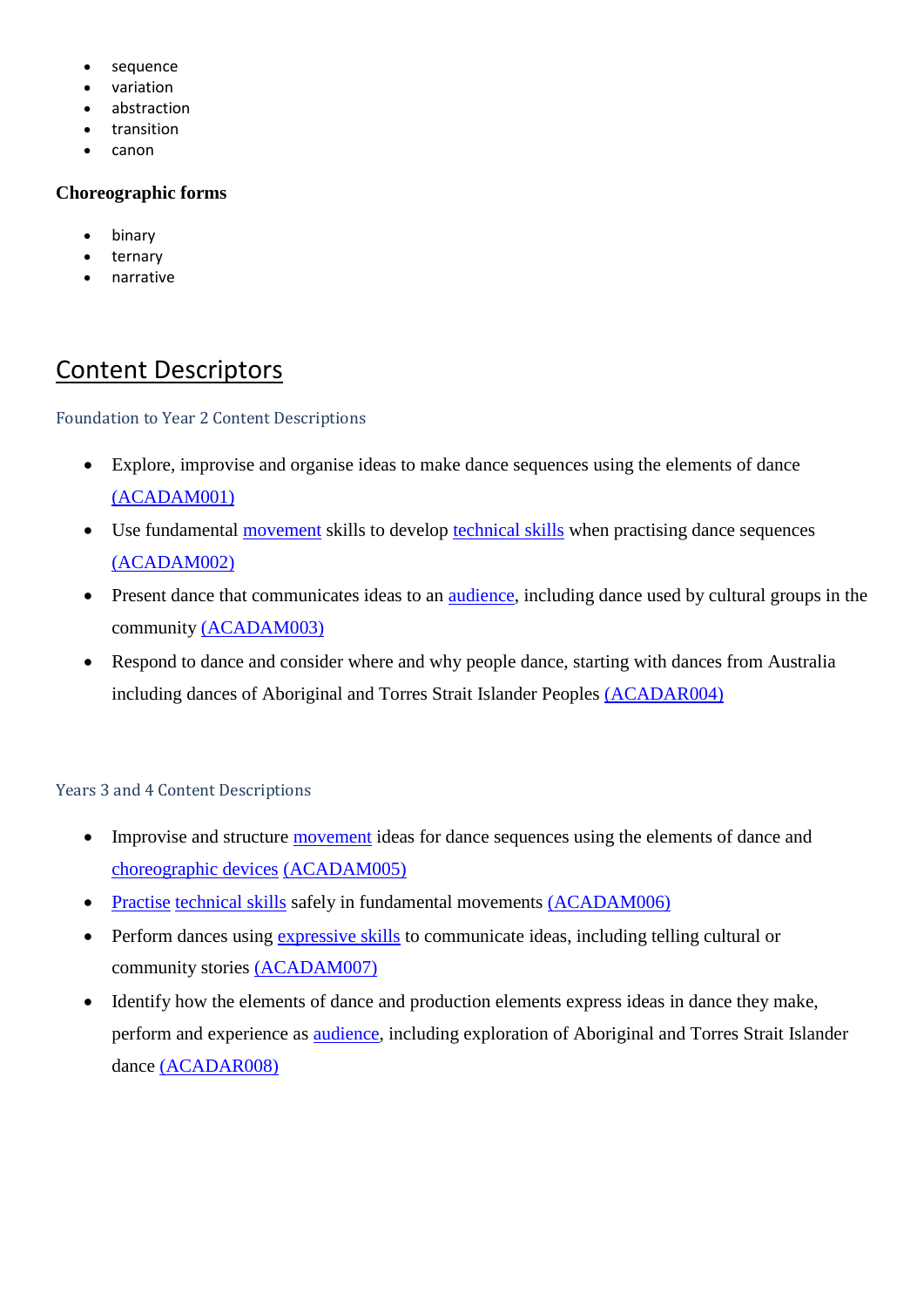- sequence
- variation
- abstraction
- transition
- canon

**Choreographic forms**

- binary
- ternary
- narrative

# Content Descriptors

### Foundation to Year 2 Content Descriptions

- Explore, improvise and organise ideas to make dance sequences using the elements of dance (ACADAM001)
- Use fundamental movement skills to develop technical skills when practising dance sequences (ACADAM002)
- Present dance that communicates ideas to an audience, including dance used by cultural groups in the community (ACADAM003)
- Respond to dance and consider where and why people dance, starting with dances from Australia including dances of Aboriginal and Torres Strait Islander Peoples (ACADAR004)

### Years 3 and 4 Content Descriptions

- Improvise and structure movement ideas for dance sequences using the elements of dance and choreographic devices (ACADAM005)
- Practise technical skills safely in fundamental movements (ACADAM006)
- Perform dances using expressive skills to communicate ideas, including telling cultural or community stories (ACADAM007)
- Identify how the elements of dance and production elements express ideas in dance they make, perform and experience as audience, including exploration of Aboriginal and Torres Strait Islander dance (ACADAR008)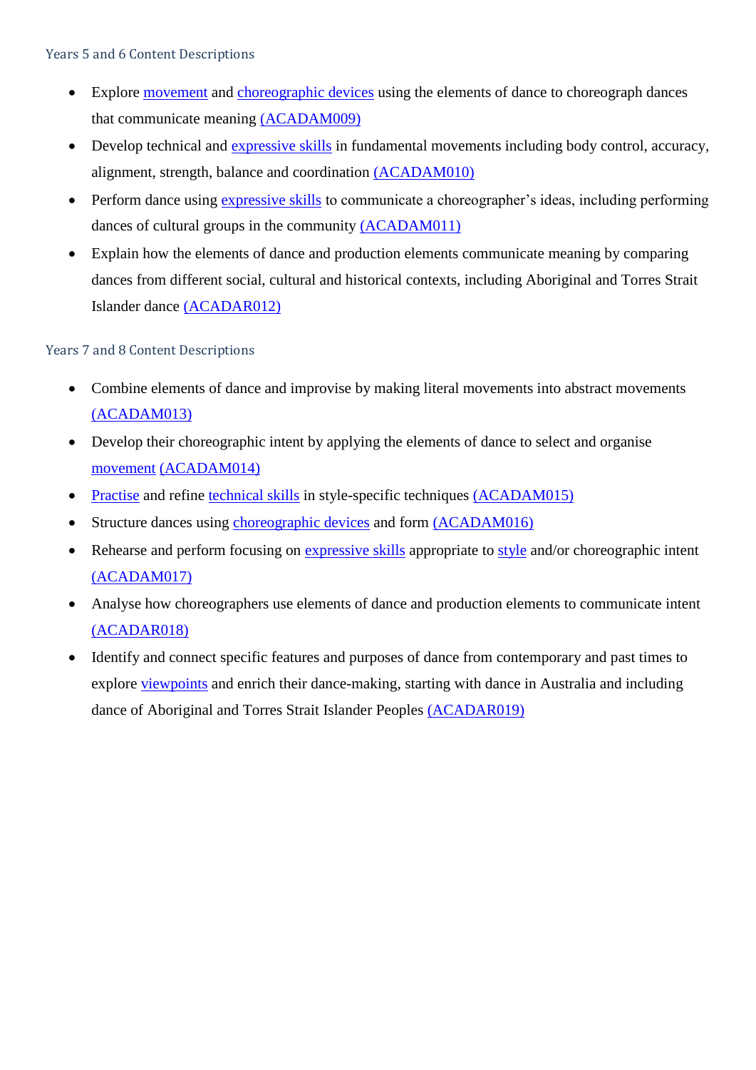### Years 5 and 6 Content Descriptions

- Explore movement and choreographic devices using the elements of dance to choreograph dances that communicate meaning (ACADAM009)
- Develop technical and expressive skills in fundamental movements including body control, accuracy, alignment, strength, balance and coordination (ACADAM010)
- Perform dance using expressive skills to communicate a choreographer's ideas, including performing dances of cultural groups in the community (ACADAM011)
- Explain how the elements of dance and production elements communicate meaning by comparing dances from different social, cultural and historical contexts, including Aboriginal and Torres Strait Islander dance (ACADAR012)

### Years 7 and 8 Content Descriptions

- Combine elements of dance and improvise by making literal movements into abstract movements (ACADAM013)
- Develop their choreographic intent by applying the elements of dance to select and organise movement (ACADAM014)
- Practise and refine technical skills in style-specific techniques (ACADAM015)
- Structure dances using choreographic devices and form (ACADAM016)
- Rehearse and perform focusing on expressive skills appropriate to style and/or choreographic intent (ACADAM017)
- Analyse how choreographers use elements of dance and production elements to communicate intent (ACADAR018)
- Identify and connect specific features and purposes of dance from contemporary and past times to explore viewpoints and enrich their dance-making, starting with dance in Australia and including dance of Aboriginal and Torres Strait Islander Peoples (ACADAR019)